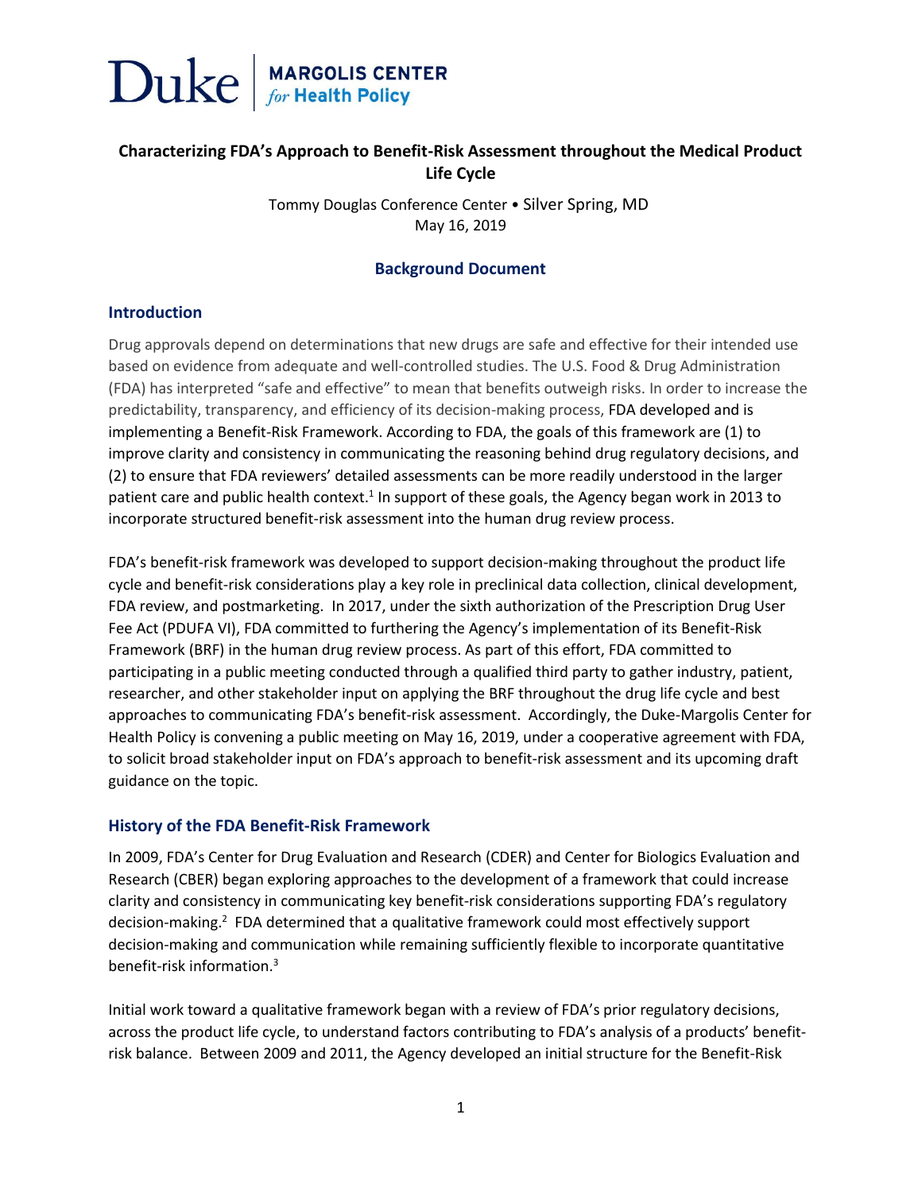Duke | MARGOLIS CENTER *for* Health Policy

# Characterizing FDA's Approach to Benefit-Risk Assessment throughout the Medical Product Life Cycle

Tommy Douglas Conference Center • Silver Spring, MD
May 16, 2019

## Background Document

## Introduction

Drug approvals depend on determinations that new drugs are safe and effective for their intended use based on evidence from adequate and well-controlled studies. The U.S. Food & Drug Administration (FDA) has interpreted "safe and effective" to mean that benefits outweigh risks. In order to increase the predictability, transparency, and efficiency of its decision-making process, FDA developed and is implementing a Benefit-Risk Framework. According to FDA, the goals of this framework are (1) to improve clarity and consistency in communicating the reasoning behind drug regulatory decisions, and (2) to ensure that FDA reviewers' detailed assessments can be more readily understood in the larger patient care and public health context.[1] In support of these goals, the Agency began work in 2013 to incorporate structured benefit-risk assessment into the human drug review process.

FDA's benefit-risk framework was developed to support decision-making throughout the product life cycle and benefit-risk considerations play a key role in preclinical data collection, clinical development, FDA review, and postmarketing. In 2017, under the sixth authorization of the Prescription Drug User Fee Act (PDUFA VI), FDA committed to furthering the Agency's implementation of its Benefit-Risk Framework (BRF) in the human drug review process. As part of this effort, FDA committed to participating in a public meeting conducted through a qualified third party to gather industry, patient, researcher, and other stakeholder input on applying the BRF throughout the drug life cycle and best approaches to communicating FDA's benefit-risk assessment. Accordingly, the Duke-Margolis Center for Health Policy is convening a public meeting on May 16, 2019, under a cooperative agreement with FDA, to solicit broad stakeholder input on FDA's approach to benefit-risk assessment and its upcoming draft guidance on the topic.

## History of the FDA Benefit-Risk Framework

In 2009, FDA's Center for Drug Evaluation and Research (CDER) and Center for Biologics Evaluation and Research (CBER) began exploring approaches to the development of a framework that could increase clarity and consistency in communicating key benefit-risk considerations supporting FDA's regulatory decision-making.[2] FDA determined that a qualitative framework could most effectively support decision-making and communication while remaining sufficiently flexible to incorporate quantitative benefit-risk information.[3]

Initial work toward a qualitative framework began with a review of FDA's prior regulatory decisions, across the product life cycle, to understand factors contributing to FDA's analysis of a products' benefit-risk balance. Between 2009 and 2011, the Agency developed an initial structure for the Benefit-Risk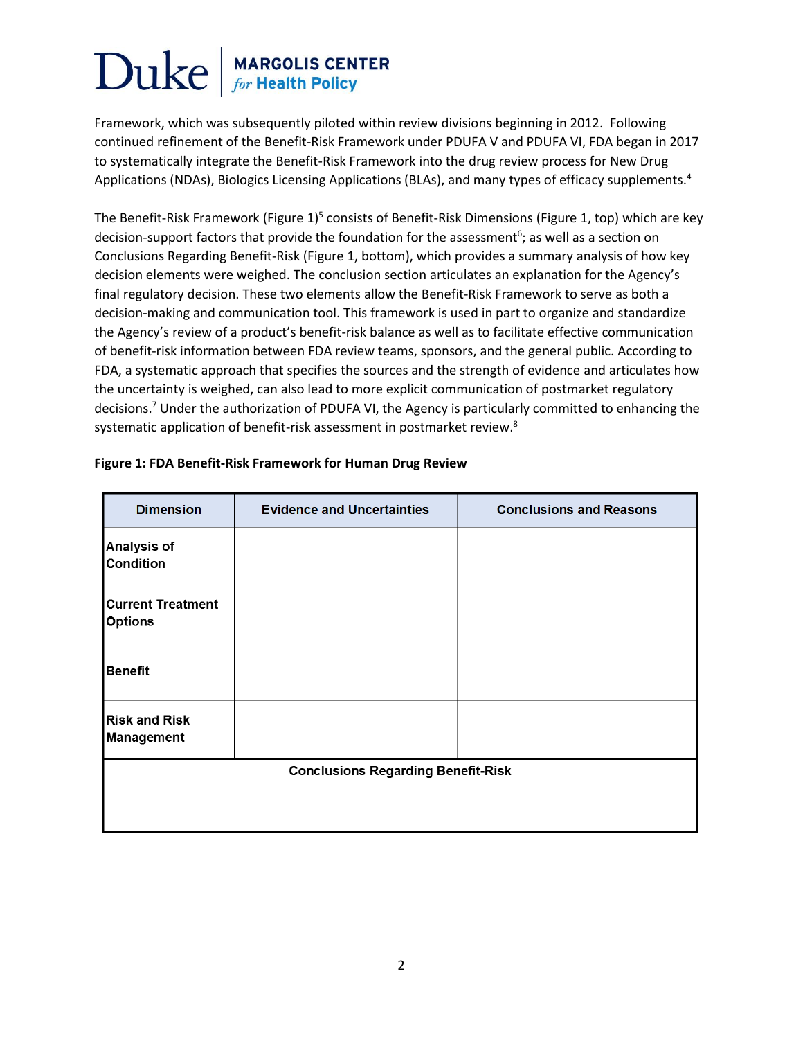Framework, which was subsequently piloted within review divisions beginning in 2012. Following continued refinement of the Benefit-Risk Framework under PDUFA V and PDUFA VI, FDA began in 2017 to systematically integrate the Benefit-Risk Framework into the drug review process for New Drug Applications (NDAs), Biologics Licensing Applications (BLAs), and many types of efficacy supplements.[4]

The Benefit-Risk Framework (Figure 1)[5] consists of Benefit-Risk Dimensions (Figure 1, top) which are key decision-support factors that provide the foundation for the assessment[6]; as well as a section on Conclusions Regarding Benefit-Risk (Figure 1, bottom), which provides a summary analysis of how key decision elements were weighed. The conclusion section articulates an explanation for the Agency's final regulatory decision. These two elements allow the Benefit-Risk Framework to serve as both a decision-making and communication tool. This framework is used in part to organize and standardize the Agency's review of a product's benefit-risk balance as well as to facilitate effective communication of benefit-risk information between FDA review teams, sponsors, and the general public. According to FDA, a systematic approach that specifies the sources and the strength of evidence and articulates how the uncertainty is weighed, can also lead to more explicit communication of postmarket regulatory decisions.[7] Under the authorization of PDUFA VI, the Agency is particularly committed to enhancing the systematic application of benefit-risk assessment in postmarket review.[8]

**Figure 1: FDA Benefit-Risk Framework for Human Drug Review**

| Dimension | Evidence and Uncertainties | Conclusions and Reasons |
|---|---|---|
| **Analysis of Condition** | | |
| **Current Treatment Options** | | |
| **Benefit** | | |
| **Risk and Risk Management** | | |
| **Conclusions Regarding Benefit-Risk** | | |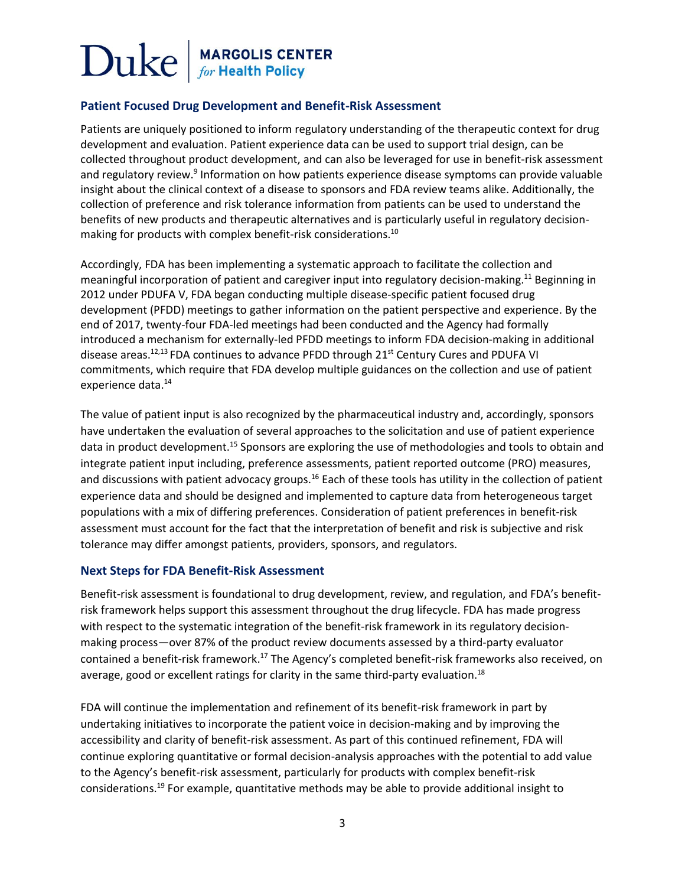## Patient Focused Drug Development and Benefit-Risk Assessment

Patients are uniquely positioned to inform regulatory understanding of the therapeutic context for drug development and evaluation. Patient experience data can be used to support trial design, can be collected throughout product development, and can also be leveraged for use in benefit-risk assessment and regulatory review.[9] Information on how patients experience disease symptoms can provide valuable insight about the clinical context of a disease to sponsors and FDA review teams alike. Additionally, the collection of preference and risk tolerance information from patients can be used to understand the benefits of new products and therapeutic alternatives and is particularly useful in regulatory decision-making for products with complex benefit-risk considerations.[10]

Accordingly, FDA has been implementing a systematic approach to facilitate the collection and meaningful incorporation of patient and caregiver input into regulatory decision-making.[11] Beginning in 2012 under PDUFA V, FDA began conducting multiple disease-specific patient focused drug development (PFDD) meetings to gather information on the patient perspective and experience. By the end of 2017, twenty-four FDA-led meetings had been conducted and the Agency had formally introduced a mechanism for externally-led PFDD meetings to inform FDA decision-making in additional disease areas.[12,13] FDA continues to advance PFDD through 21st Century Cures and PDUFA VI commitments, which require that FDA develop multiple guidances on the collection and use of patient experience data.[14]

The value of patient input is also recognized by the pharmaceutical industry and, accordingly, sponsors have undertaken the evaluation of several approaches to the solicitation and use of patient experience data in product development.[15] Sponsors are exploring the use of methodologies and tools to obtain and integrate patient input including, preference assessments, patient reported outcome (PRO) measures, and discussions with patient advocacy groups.[16] Each of these tools has utility in the collection of patient experience data and should be designed and implemented to capture data from heterogeneous target populations with a mix of differing preferences. Consideration of patient preferences in benefit-risk assessment must account for the fact that the interpretation of benefit and risk is subjective and risk tolerance may differ amongst patients, providers, sponsors, and regulators.

## Next Steps for FDA Benefit-Risk Assessment

Benefit-risk assessment is foundational to drug development, review, and regulation, and FDA's benefit-risk framework helps support this assessment throughout the drug lifecycle. FDA has made progress with respect to the systematic integration of the benefit-risk framework in its regulatory decision-making process—over 87% of the product review documents assessed by a third-party evaluator contained a benefit-risk framework.[17] The Agency's completed benefit-risk frameworks also received, on average, good or excellent ratings for clarity in the same third-party evaluation.[18]

FDA will continue the implementation and refinement of its benefit-risk framework in part by undertaking initiatives to incorporate the patient voice in decision-making and by improving the accessibility and clarity of benefit-risk assessment. As part of this continued refinement, FDA will continue exploring quantitative or formal decision-analysis approaches with the potential to add value to the Agency's benefit-risk assessment, particularly for products with complex benefit-risk considerations.[19] For example, quantitative methods may be able to provide additional insight to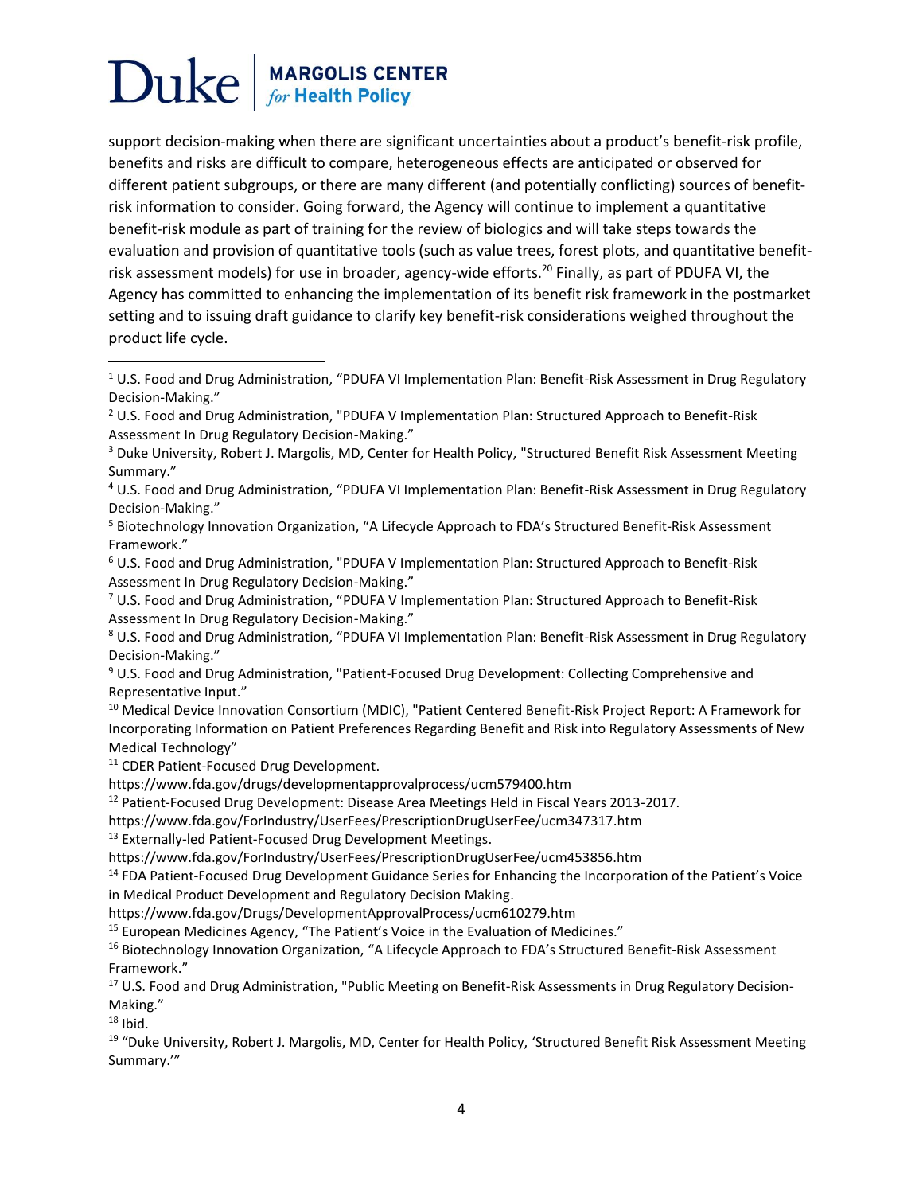support decision-making when there are significant uncertainties about a product's benefit-risk profile, benefits and risks are difficult to compare, heterogeneous effects are anticipated or observed for different patient subgroups, or there are many different (and potentially conflicting) sources of benefit-risk information to consider. Going forward, the Agency will continue to implement a quantitative benefit-risk module as part of training for the review of biologics and will take steps towards the evaluation and provision of quantitative tools (such as value trees, forest plots, and quantitative benefit-risk assessment models) for use in broader, agency-wide efforts.[20] Finally, as part of PDUFA VI, the Agency has committed to enhancing the implementation of its benefit risk framework in the postmarket setting and to issuing draft guidance to clarify key benefit-risk considerations weighed throughout the product life cycle.

---

[1] U.S. Food and Drug Administration, "PDUFA VI Implementation Plan: Benefit-Risk Assessment in Drug Regulatory Decision-Making."

[2] U.S. Food and Drug Administration, "PDUFA V Implementation Plan: Structured Approach to Benefit-Risk Assessment In Drug Regulatory Decision-Making."

[3] Duke University, Robert J. Margolis, MD, Center for Health Policy, "Structured Benefit Risk Assessment Meeting Summary."

[4] U.S. Food and Drug Administration, "PDUFA VI Implementation Plan: Benefit-Risk Assessment in Drug Regulatory Decision-Making."

[5] Biotechnology Innovation Organization, "A Lifecycle Approach to FDA's Structured Benefit-Risk Assessment Framework."

[6] U.S. Food and Drug Administration, "PDUFA V Implementation Plan: Structured Approach to Benefit-Risk Assessment In Drug Regulatory Decision-Making."

[7] U.S. Food and Drug Administration, "PDUFA V Implementation Plan: Structured Approach to Benefit-Risk Assessment In Drug Regulatory Decision-Making."

[8] U.S. Food and Drug Administration, "PDUFA VI Implementation Plan: Benefit-Risk Assessment in Drug Regulatory Decision-Making."

[9] U.S. Food and Drug Administration, "Patient-Focused Drug Development: Collecting Comprehensive and Representative Input."

[10] Medical Device Innovation Consortium (MDIC), "Patient Centered Benefit-Risk Project Report: A Framework for Incorporating Information on Patient Preferences Regarding Benefit and Risk into Regulatory Assessments of New Medical Technology"

[11] CDER Patient-Focused Drug Development. https://www.fda.gov/drugs/developmentapprovalprocess/ucm579400.htm

[12] Patient-Focused Drug Development: Disease Area Meetings Held in Fiscal Years 2013-2017. https://www.fda.gov/ForIndustry/UserFees/PrescriptionDrugUserFee/ucm347317.htm

[13] Externally-led Patient-Focused Drug Development Meetings. https://www.fda.gov/ForIndustry/UserFees/PrescriptionDrugUserFee/ucm453856.htm

[14] FDA Patient-Focused Drug Development Guidance Series for Enhancing the Incorporation of the Patient's Voice in Medical Product Development and Regulatory Decision Making. https://www.fda.gov/Drugs/DevelopmentApprovalProcess/ucm610279.htm

[15] European Medicines Agency, "The Patient's Voice in the Evaluation of Medicines."

[16] Biotechnology Innovation Organization, "A Lifecycle Approach to FDA's Structured Benefit-Risk Assessment Framework."

[17] U.S. Food and Drug Administration, "Public Meeting on Benefit-Risk Assessments in Drug Regulatory Decision-Making."

[18] Ibid.

[19] "Duke University, Robert J. Margolis, MD, Center for Health Policy, 'Structured Benefit Risk Assessment Meeting Summary.'"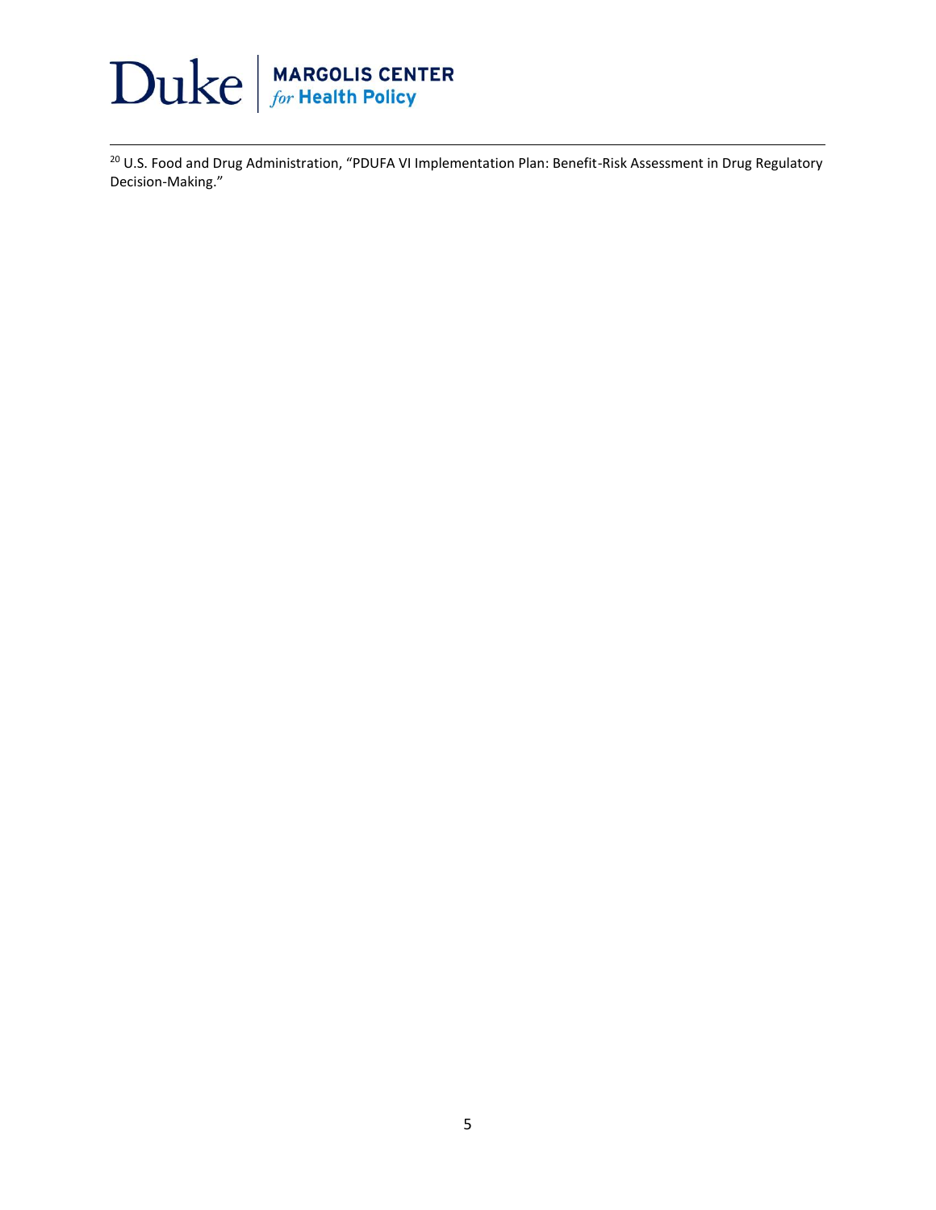[20] U.S. Food and Drug Administration, "PDUFA VI Implementation Plan: Benefit-Risk Assessment in Drug Regulatory Decision-Making."